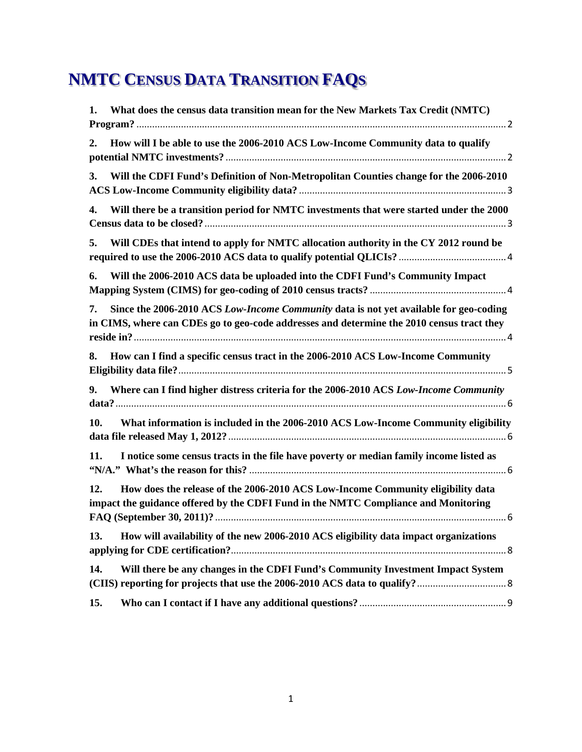# NMTC Census Data Transition FAQs

1. **What does the census data transition mean for the New Markets Tax Credit (NMTC) Program?** .......... 2
2. **How will I be able to use the 2006-2010 ACS Low-Income Community data to qualify potential NMTC investments?** .......... 2
3. **Will the CDFI Fund's Definition of Non-Metropolitan Counties change for the 2006-2010 ACS Low-Income Community eligibility data?** .......... 3
4. **Will there be a transition period for NMTC investments that were started under the 2000 Census data to be closed?** .......... 3
5. **Will CDEs that intend to apply for NMTC allocation authority in the CY 2012 round be required to use the 2006-2010 ACS data to qualify potential QLICIs?** .......... 4
6. **Will the 2006-2010 ACS data be uploaded into the CDFI Fund's Community Impact Mapping System (CIMS) for geo-coding of 2010 census tracts?** .......... 4
7. **Since the 2006-2010 ACS *Low-Income Community* data is not yet available for geo-coding in CIMS, where can CDEs go to geo-code addresses and determine the 2010 census tract they reside in?** .......... 4
8. **How can I find a specific census tract in the 2006-2010 ACS Low-Income Community Eligibility data file?** .......... 5
9. **Where can I find higher distress criteria for the 2006-2010 ACS *Low-Income Community* data?** .......... 6
10. **What information is included in the 2006-2010 ACS Low-Income Community eligibility data file released May 1, 2012?** .......... 6
11. **I notice some census tracts in the file have poverty or median family income listed as "N/A." What's the reason for this?** .......... 6
12. **How does the release of the 2006-2010 ACS Low-Income Community eligibility data impact the guidance offered by the CDFI Fund in the NMTC Compliance and Monitoring FAQ (September 30, 2011)?** .......... 6
13. **How will availability of the new 2006-2010 ACS eligibility data impact organizations applying for CDE certification?** .......... 8
14. **Will there be any changes in the CDFI Fund's Community Investment Impact System (CIIS) reporting for projects that use the 2006-2010 ACS data to qualify?** .......... 8
15. **Who can I contact if I have any additional questions?** .......... 9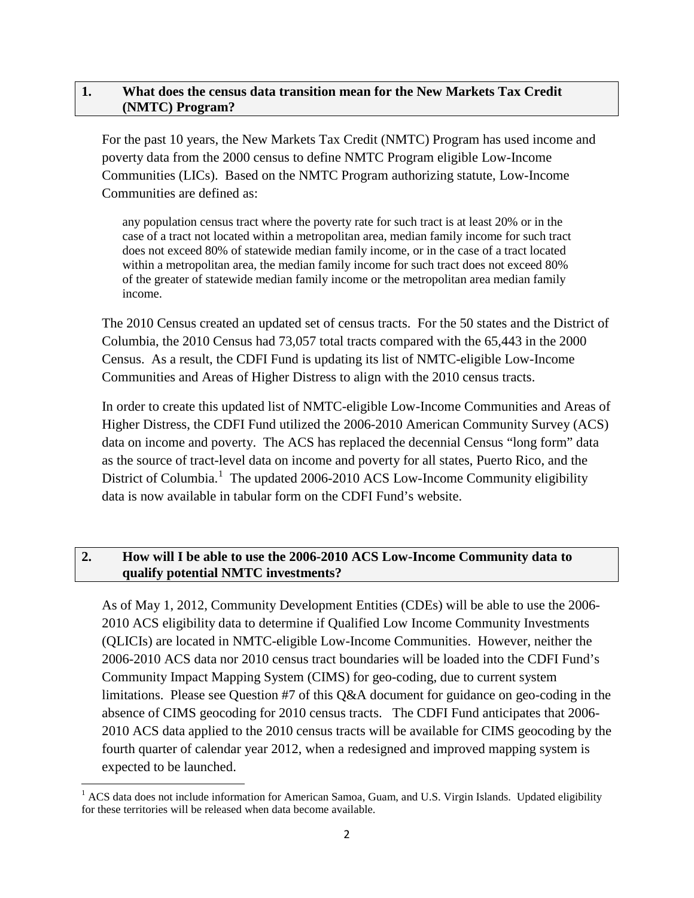## 1. What does the census data transition mean for the New Markets Tax Credit (NMTC) Program?

For the past 10 years, the New Markets Tax Credit (NMTC) Program has used income and poverty data from the 2000 census to define NMTC Program eligible Low-Income Communities (LICs). Based on the NMTC Program authorizing statute, Low-Income Communities are defined as:

> any population census tract where the poverty rate for such tract is at least 20% or in the case of a tract not located within a metropolitan area, median family income for such tract does not exceed 80% of statewide median family income, or in the case of a tract located within a metropolitan area, the median family income for such tract does not exceed 80% of the greater of statewide median family income or the metropolitan area median family income.

The 2010 Census created an updated set of census tracts. For the 50 states and the District of Columbia, the 2010 Census had 73,057 total tracts compared with the 65,443 in the 2000 Census. As a result, the CDFI Fund is updating its list of NMTC-eligible Low-Income Communities and Areas of Higher Distress to align with the 2010 census tracts.

In order to create this updated list of NMTC-eligible Low-Income Communities and Areas of Higher Distress, the CDFI Fund utilized the 2006-2010 American Community Survey (ACS) data on income and poverty. The ACS has replaced the decennial Census "long form" data as the source of tract-level data on income and poverty for all states, Puerto Rico, and the District of Columbia.[1] The updated 2006-2010 ACS Low-Income Community eligibility data is now available in tabular form on the CDFI Fund's website.

## 2. How will I be able to use the 2006-2010 ACS Low-Income Community data to qualify potential NMTC investments?

As of May 1, 2012, Community Development Entities (CDEs) will be able to use the 2006-2010 ACS eligibility data to determine if Qualified Low Income Community Investments (QLICIs) are located in NMTC-eligible Low-Income Communities. However, neither the 2006-2010 ACS data nor 2010 census tract boundaries will be loaded into the CDFI Fund's Community Impact Mapping System (CIMS) for geo-coding, due to current system limitations. Please see Question #7 of this Q&A document for guidance on geo-coding in the absence of CIMS geocoding for 2010 census tracts. The CDFI Fund anticipates that 2006-2010 ACS data applied to the 2010 census tracts will be available for CIMS geocoding by the fourth quarter of calendar year 2012, when a redesigned and improved mapping system is expected to be launched.

---

[1] ACS data does not include information for American Samoa, Guam, and U.S. Virgin Islands. Updated eligibility for these territories will be released when data become available.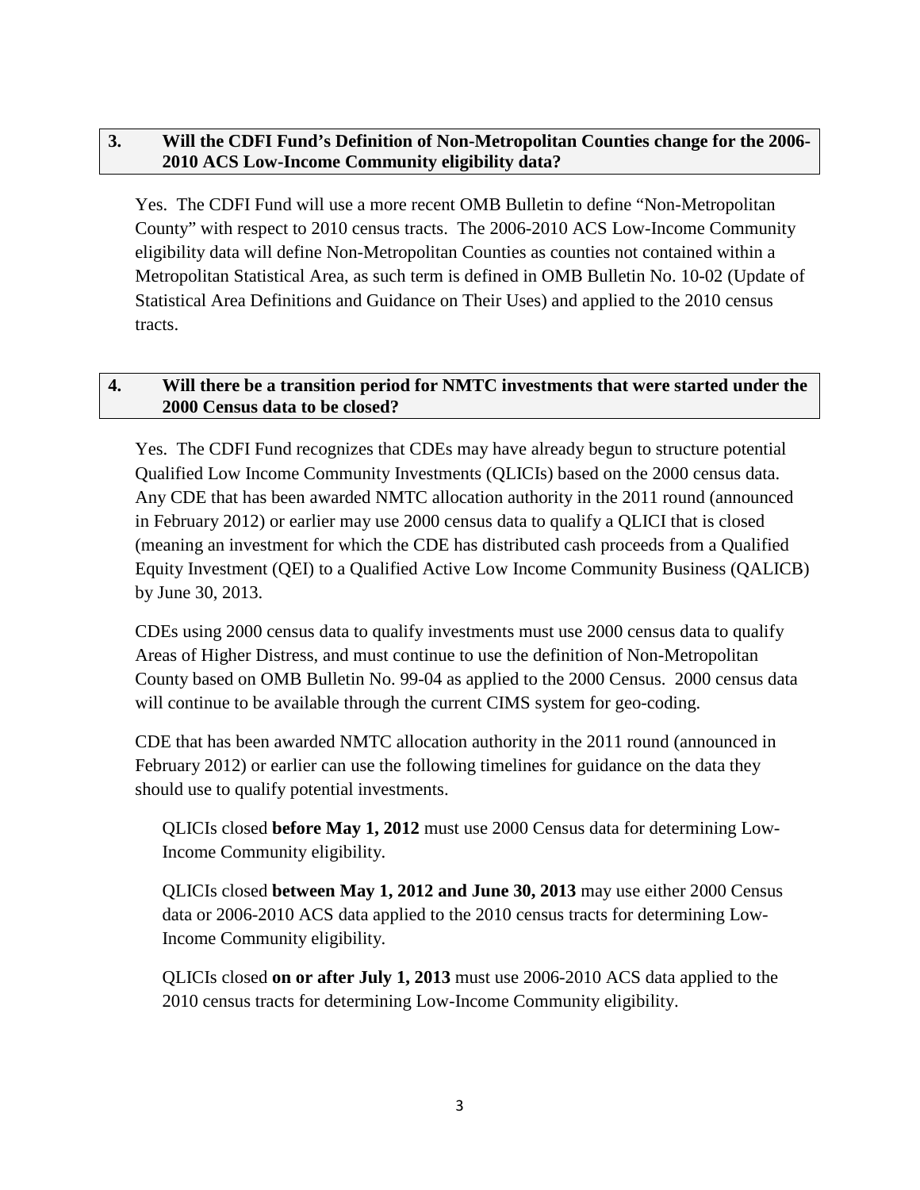### 3. Will the CDFI Fund's Definition of Non-Metropolitan Counties change for the 2006-2010 ACS Low-Income Community eligibility data?

Yes. The CDFI Fund will use a more recent OMB Bulletin to define "Non-Metropolitan County" with respect to 2010 census tracts. The 2006-2010 ACS Low-Income Community eligibility data will define Non-Metropolitan Counties as counties not contained within a Metropolitan Statistical Area, as such term is defined in OMB Bulletin No. 10-02 (Update of Statistical Area Definitions and Guidance on Their Uses) and applied to the 2010 census tracts.

### 4. Will there be a transition period for NMTC investments that were started under the 2000 Census data to be closed?

Yes. The CDFI Fund recognizes that CDEs may have already begun to structure potential Qualified Low Income Community Investments (QLICIs) based on the 2000 census data. Any CDE that has been awarded NMTC allocation authority in the 2011 round (announced in February 2012) or earlier may use 2000 census data to qualify a QLICI that is closed (meaning an investment for which the CDE has distributed cash proceeds from a Qualified Equity Investment (QEI) to a Qualified Active Low Income Community Business (QALICB) by June 30, 2013.

CDEs using 2000 census data to qualify investments must use 2000 census data to qualify Areas of Higher Distress, and must continue to use the definition of Non-Metropolitan County based on OMB Bulletin No. 99-04 as applied to the 2000 Census. 2000 census data will continue to be available through the current CIMS system for geo-coding.

CDE that has been awarded NMTC allocation authority in the 2011 round (announced in February 2012) or earlier can use the following timelines for guidance on the data they should use to qualify potential investments.

QLICIs closed **before May 1, 2012** must use 2000 Census data for determining Low-Income Community eligibility.

QLICIs closed **between May 1, 2012 and June 30, 2013** may use either 2000 Census data or 2006-2010 ACS data applied to the 2010 census tracts for determining Low-Income Community eligibility.

QLICIs closed **on or after July 1, 2013** must use 2006-2010 ACS data applied to the 2010 census tracts for determining Low-Income Community eligibility.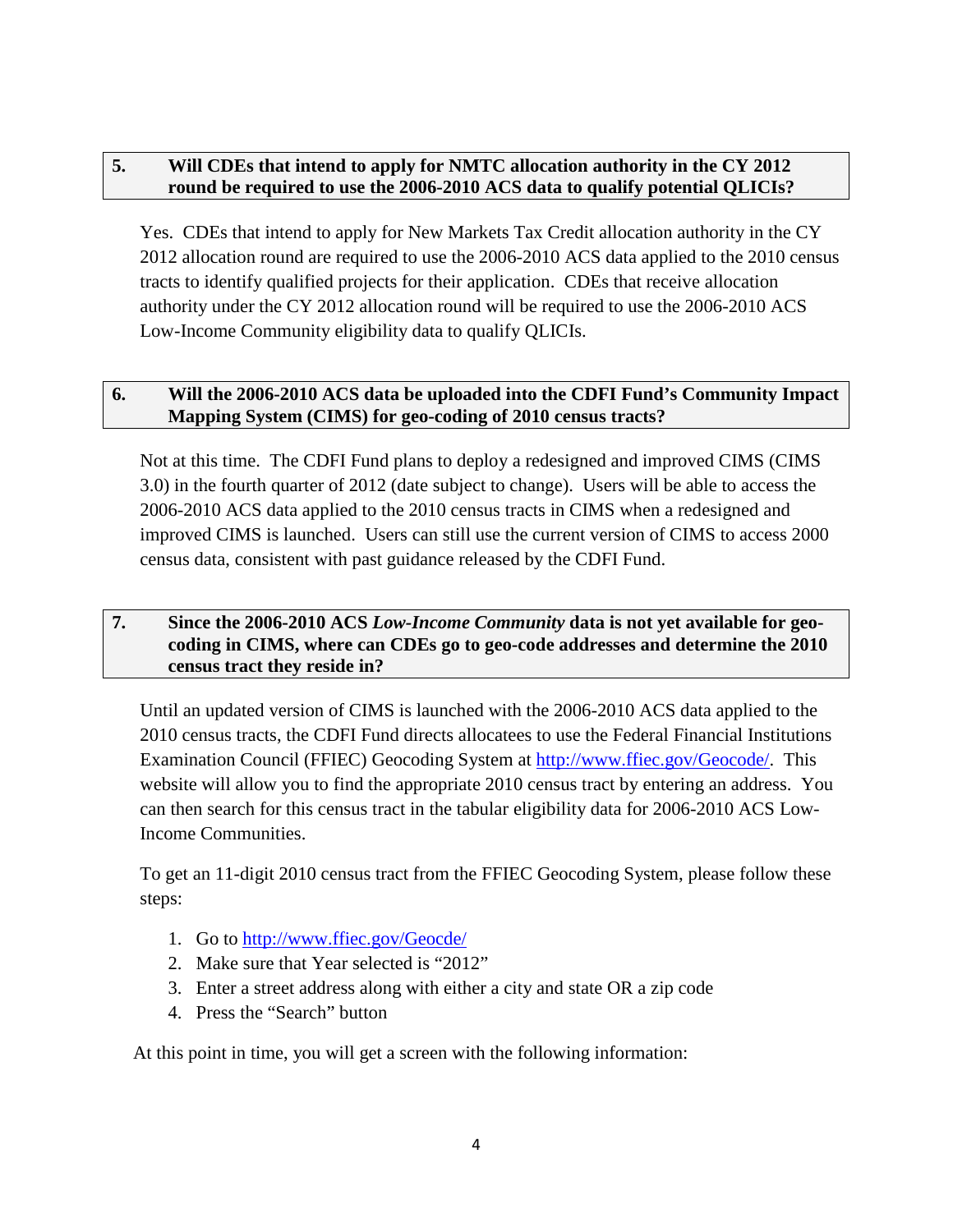### 5. Will CDEs that intend to apply for NMTC allocation authority in the CY 2012 round be required to use the 2006-2010 ACS data to qualify potential QLICIs?

Yes. CDEs that intend to apply for New Markets Tax Credit allocation authority in the CY 2012 allocation round are required to use the 2006-2010 ACS data applied to the 2010 census tracts to identify qualified projects for their application. CDEs that receive allocation authority under the CY 2012 allocation round will be required to use the 2006-2010 ACS Low-Income Community eligibility data to qualify QLICIs.

### 6. Will the 2006-2010 ACS data be uploaded into the CDFI Fund's Community Impact Mapping System (CIMS) for geo-coding of 2010 census tracts?

Not at this time. The CDFI Fund plans to deploy a redesigned and improved CIMS (CIMS 3.0) in the fourth quarter of 2012 (date subject to change). Users will be able to access the 2006-2010 ACS data applied to the 2010 census tracts in CIMS when a redesigned and improved CIMS is launched. Users can still use the current version of CIMS to access 2000 census data, consistent with past guidance released by the CDFI Fund.

### 7. Since the 2006-2010 ACS *Low-Income Community* data is not yet available for geo-coding in CIMS, where can CDEs go to geo-code addresses and determine the 2010 census tract they reside in?

Until an updated version of CIMS is launched with the 2006-2010 ACS data applied to the 2010 census tracts, the CDFI Fund directs allocatees to use the Federal Financial Institutions Examination Council (FFIEC) Geocoding System at http://www.ffiec.gov/Geocode/. This website will allow you to find the appropriate 2010 census tract by entering an address. You can then search for this census tract in the tabular eligibility data for 2006-2010 ACS Low-Income Communities.

To get an 11-digit 2010 census tract from the FFIEC Geocoding System, please follow these steps:

1. Go to http://www.ffiec.gov/Geocde/
2. Make sure that Year selected is "2012"
3. Enter a street address along with either a city and state OR a zip code
4. Press the "Search" button

At this point in time, you will get a screen with the following information: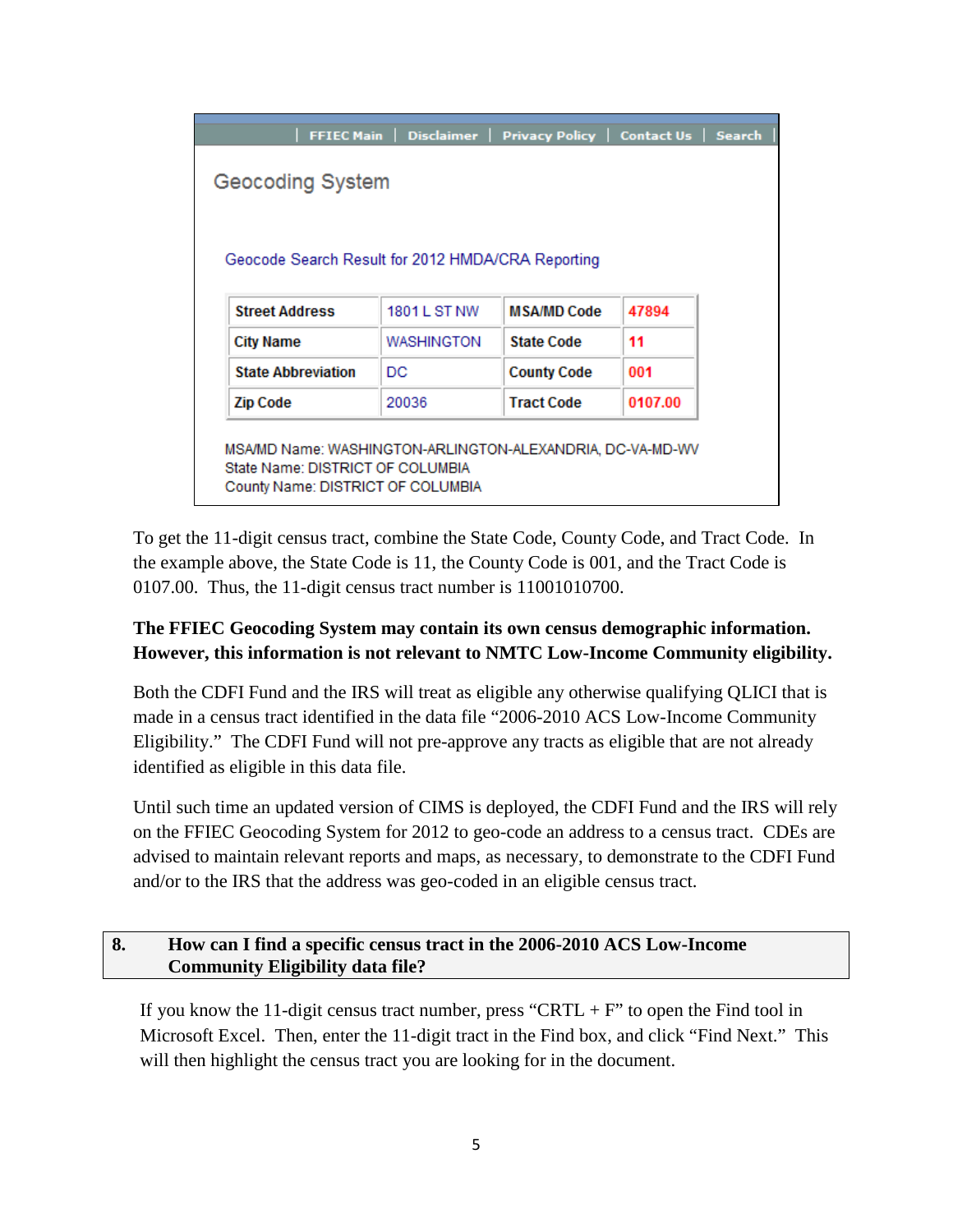| FFIEC Main | Disclaimer | Privacy Policy | Contact Us | Search |

Geocoding System

Geocode Search Result for 2012 HMDA/CRA Reporting

| Street Address | 1801 L ST NW | MSA/MD Code | 47894 |
|---|---|---|---|
| City Name | WASHINGTON | State Code | 11 |
| State Abbreviation | DC | County Code | 001 |
| Zip Code | 20036 | Tract Code | 0107.00 |

MSA/MD Name: WASHINGTON-ARLINGTON-ALEXANDRIA, DC-VA-MD-WV
State Name: DISTRICT OF COLUMBIA
County Name: DISTRICT OF COLUMBIA

To get the 11-digit census tract, combine the State Code, County Code, and Tract Code. In the example above, the State Code is 11, the County Code is 001, and the Tract Code is 0107.00. Thus, the 11-digit census tract number is 11001010700.

**The FFIEC Geocoding System may contain its own census demographic information. However, this information is not relevant to NMTC Low-Income Community eligibility.**

Both the CDFI Fund and the IRS will treat as eligible any otherwise qualifying QLICI that is made in a census tract identified in the data file "2006-2010 ACS Low-Income Community Eligibility." The CDFI Fund will not pre-approve any tracts as eligible that are not already identified as eligible in this data file.

Until such time an updated version of CIMS is deployed, the CDFI Fund and the IRS will rely on the FFIEC Geocoding System for 2012 to geo-code an address to a census tract. CDEs are advised to maintain relevant reports and maps, as necessary, to demonstrate to the CDFI Fund and/or to the IRS that the address was geo-coded in an eligible census tract.

## 8. How can I find a specific census tract in the 2006-2010 ACS Low-Income Community Eligibility data file?

If you know the 11-digit census tract number, press "CRTL + F" to open the Find tool in Microsoft Excel. Then, enter the 11-digit tract in the Find box, and click "Find Next." This will then highlight the census tract you are looking for in the document.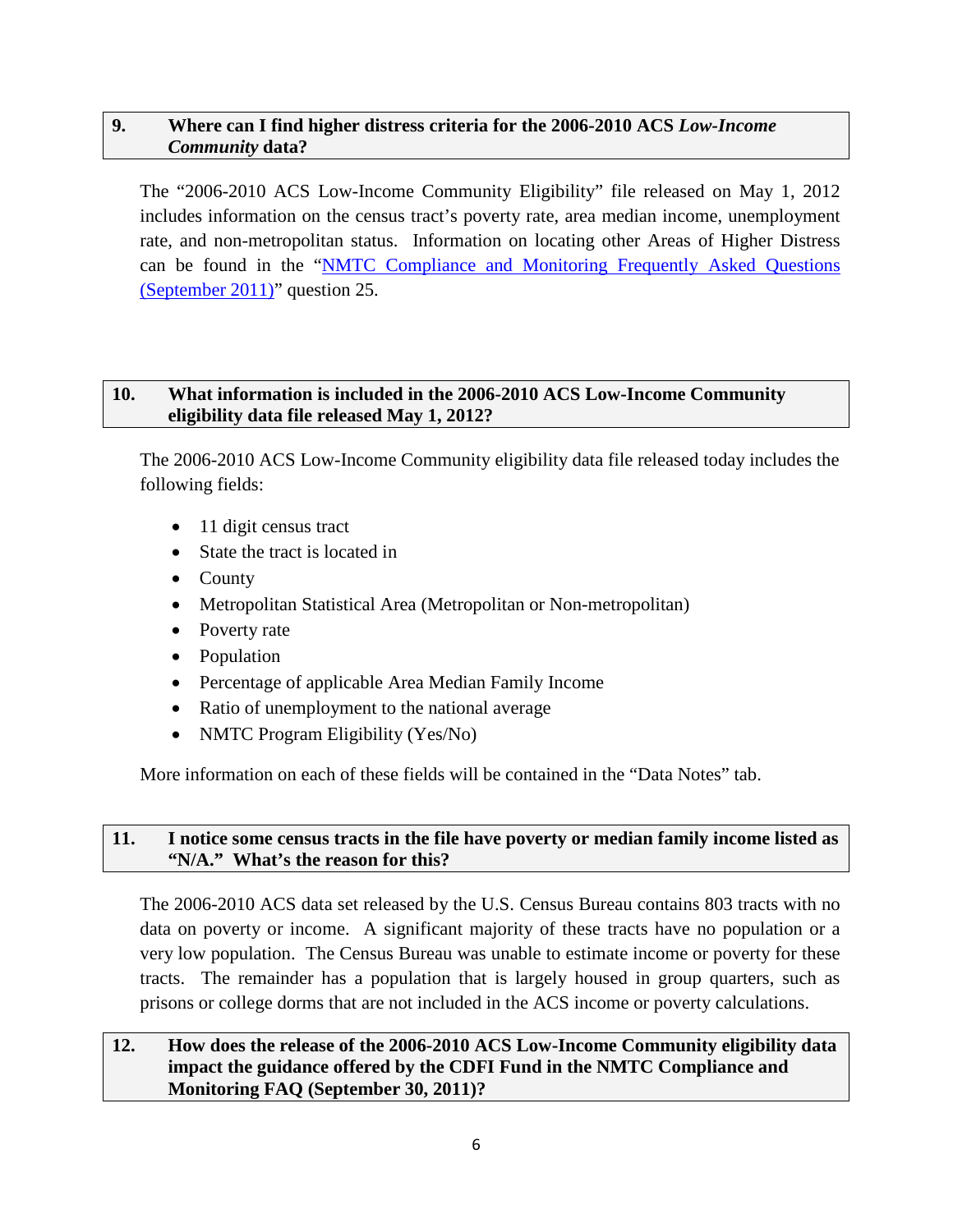## 9. Where can I find higher distress criteria for the 2006-2010 ACS *Low-Income Community* data?

The "2006-2010 ACS Low-Income Community Eligibility" file released on May 1, 2012 includes information on the census tract's poverty rate, area median income, unemployment rate, and non-metropolitan status. Information on locating other Areas of Higher Distress can be found in the "NMTC Compliance and Monitoring Frequently Asked Questions (September 2011)" question 25.

## 10. What information is included in the 2006-2010 ACS Low-Income Community eligibility data file released May 1, 2012?

The 2006-2010 ACS Low-Income Community eligibility data file released today includes the following fields:

- 11 digit census tract
- State the tract is located in
- County
- Metropolitan Statistical Area (Metropolitan or Non-metropolitan)
- Poverty rate
- Population
- Percentage of applicable Area Median Family Income
- Ratio of unemployment to the national average
- NMTC Program Eligibility (Yes/No)

More information on each of these fields will be contained in the "Data Notes" tab.

## 11. I notice some census tracts in the file have poverty or median family income listed as "N/A." What's the reason for this?

The 2006-2010 ACS data set released by the U.S. Census Bureau contains 803 tracts with no data on poverty or income. A significant majority of these tracts have no population or a very low population. The Census Bureau was unable to estimate income or poverty for these tracts. The remainder has a population that is largely housed in group quarters, such as prisons or college dorms that are not included in the ACS income or poverty calculations.

## 12. How does the release of the 2006-2010 ACS Low-Income Community eligibility data impact the guidance offered by the CDFI Fund in the NMTC Compliance and Monitoring FAQ (September 30, 2011)?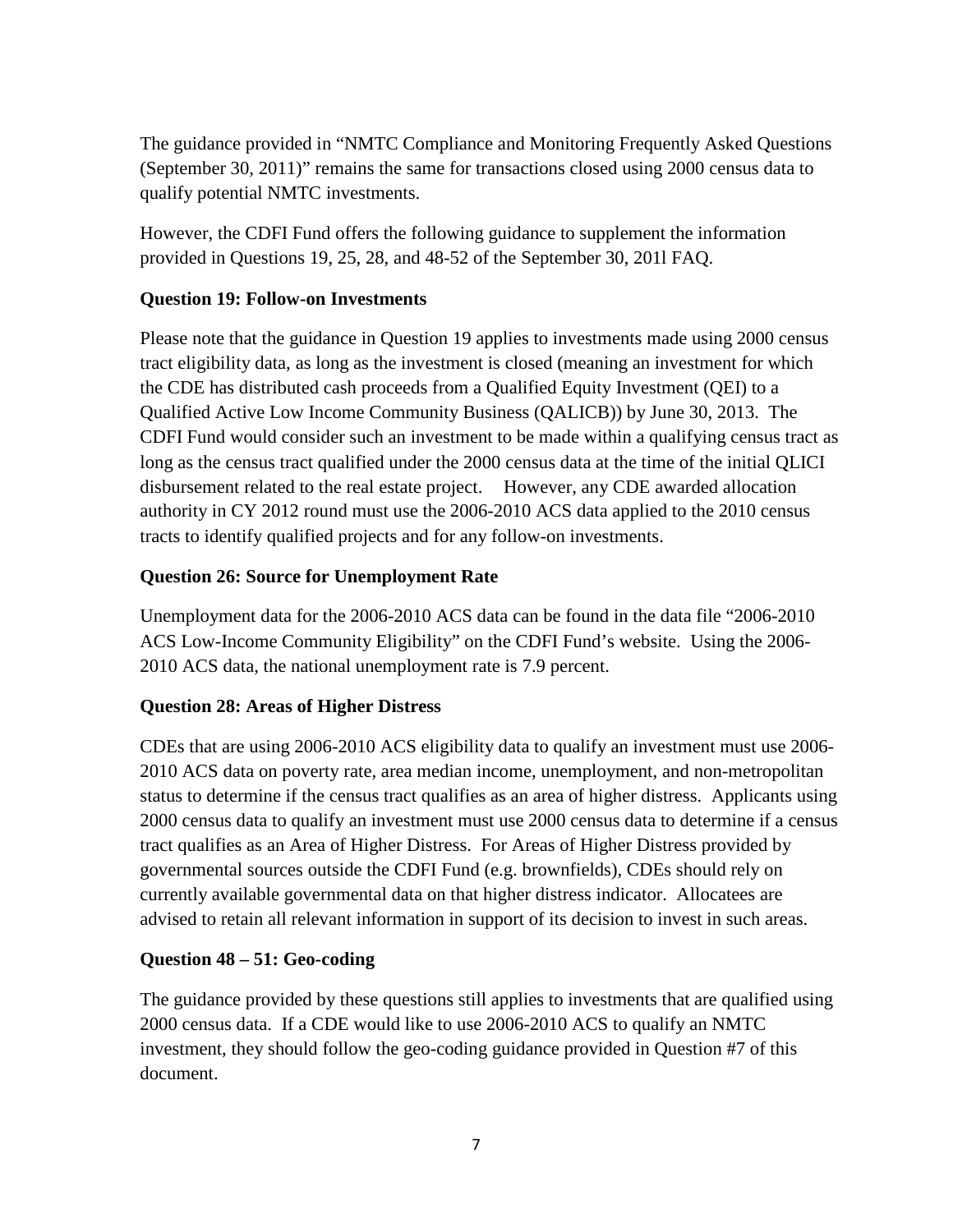The guidance provided in "NMTC Compliance and Monitoring Frequently Asked Questions (September 30, 2011)" remains the same for transactions closed using 2000 census data to qualify potential NMTC investments.

However, the CDFI Fund offers the following guidance to supplement the information provided in Questions 19, 25, 28, and 48-52 of the September 30, 201l FAQ.

**Question 19: Follow-on Investments**

Please note that the guidance in Question 19 applies to investments made using 2000 census tract eligibility data, as long as the investment is closed (meaning an investment for which the CDE has distributed cash proceeds from a Qualified Equity Investment (QEI) to a Qualified Active Low Income Community Business (QALICB)) by June 30, 2013. The CDFI Fund would consider such an investment to be made within a qualifying census tract as long as the census tract qualified under the 2000 census data at the time of the initial QLICI disbursement related to the real estate project. However, any CDE awarded allocation authority in CY 2012 round must use the 2006-2010 ACS data applied to the 2010 census tracts to identify qualified projects and for any follow-on investments.

**Question 26: Source for Unemployment Rate**

Unemployment data for the 2006-2010 ACS data can be found in the data file "2006-2010 ACS Low-Income Community Eligibility" on the CDFI Fund's website. Using the 2006-2010 ACS data, the national unemployment rate is 7.9 percent.

**Question 28: Areas of Higher Distress**

CDEs that are using 2006-2010 ACS eligibility data to qualify an investment must use 2006-2010 ACS data on poverty rate, area median income, unemployment, and non-metropolitan status to determine if the census tract qualifies as an area of higher distress. Applicants using 2000 census data to qualify an investment must use 2000 census data to determine if a census tract qualifies as an Area of Higher Distress. For Areas of Higher Distress provided by governmental sources outside the CDFI Fund (e.g. brownfields), CDEs should rely on currently available governmental data on that higher distress indicator. Allocatees are advised to retain all relevant information in support of its decision to invest in such areas.

**Question 48 – 51: Geo-coding**

The guidance provided by these questions still applies to investments that are qualified using 2000 census data. If a CDE would like to use 2006-2010 ACS to qualify an NMTC investment, they should follow the geo-coding guidance provided in Question #7 of this document.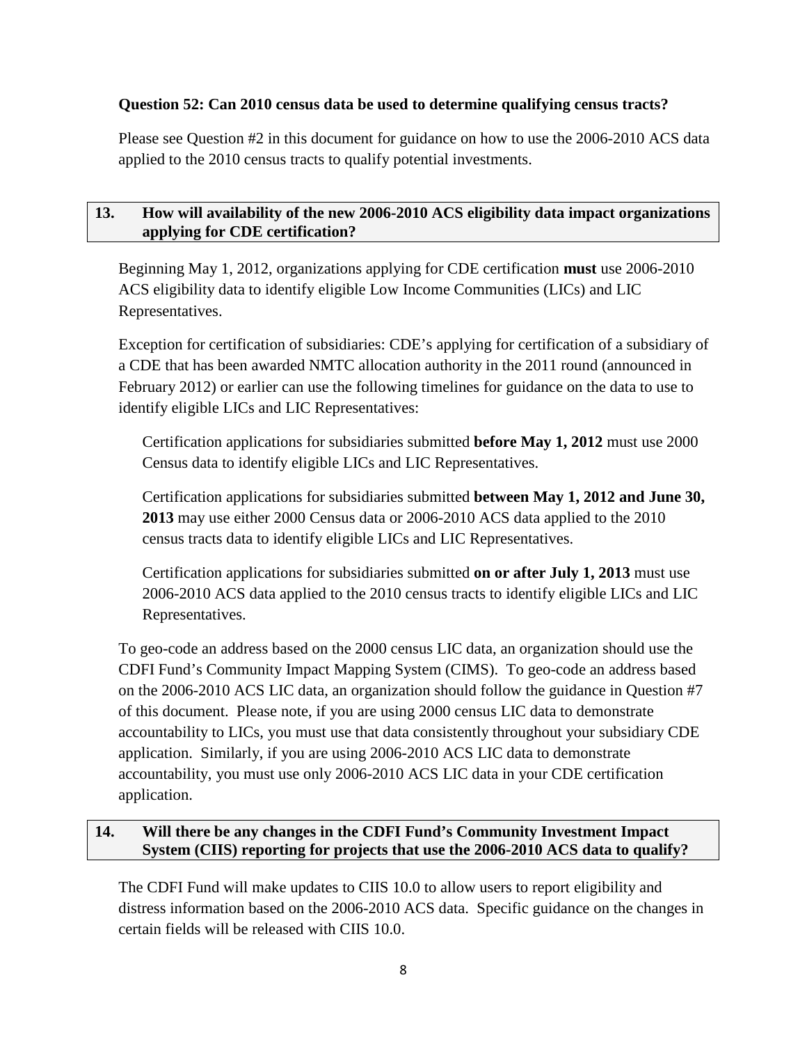**Question 52: Can 2010 census data be used to determine qualifying census tracts?**

Please see Question #2 in this document for guidance on how to use the 2006-2010 ACS data applied to the 2010 census tracts to qualify potential investments.

## 13. How will availability of the new 2006-2010 ACS eligibility data impact organizations applying for CDE certification?

Beginning May 1, 2012, organizations applying for CDE certification **must** use 2006-2010 ACS eligibility data to identify eligible Low Income Communities (LICs) and LIC Representatives.

Exception for certification of subsidiaries: CDE's applying for certification of a subsidiary of a CDE that has been awarded NMTC allocation authority in the 2011 round (announced in February 2012) or earlier can use the following timelines for guidance on the data to use to identify eligible LICs and LIC Representatives:

> Certification applications for subsidiaries submitted **before May 1, 2012** must use 2000 Census data to identify eligible LICs and LIC Representatives.
>
> Certification applications for subsidiaries submitted **between May 1, 2012 and June 30, 2013** may use either 2000 Census data or 2006-2010 ACS data applied to the 2010 census tracts data to identify eligible LICs and LIC Representatives.
>
> Certification applications for subsidiaries submitted **on or after July 1, 2013** must use 2006-2010 ACS data applied to the 2010 census tracts to identify eligible LICs and LIC Representatives.

To geo-code an address based on the 2000 census LIC data, an organization should use the CDFI Fund's Community Impact Mapping System (CIMS). To geo-code an address based on the 2006-2010 ACS LIC data, an organization should follow the guidance in Question #7 of this document. Please note, if you are using 2000 census LIC data to demonstrate accountability to LICs, you must use that data consistently throughout your subsidiary CDE application. Similarly, if you are using 2006-2010 ACS LIC data to demonstrate accountability, you must use only 2006-2010 ACS LIC data in your CDE certification application.

## 14. Will there be any changes in the CDFI Fund's Community Investment Impact System (CIIS) reporting for projects that use the 2006-2010 ACS data to qualify?

The CDFI Fund will make updates to CIIS 10.0 to allow users to report eligibility and distress information based on the 2006-2010 ACS data. Specific guidance on the changes in certain fields will be released with CIIS 10.0.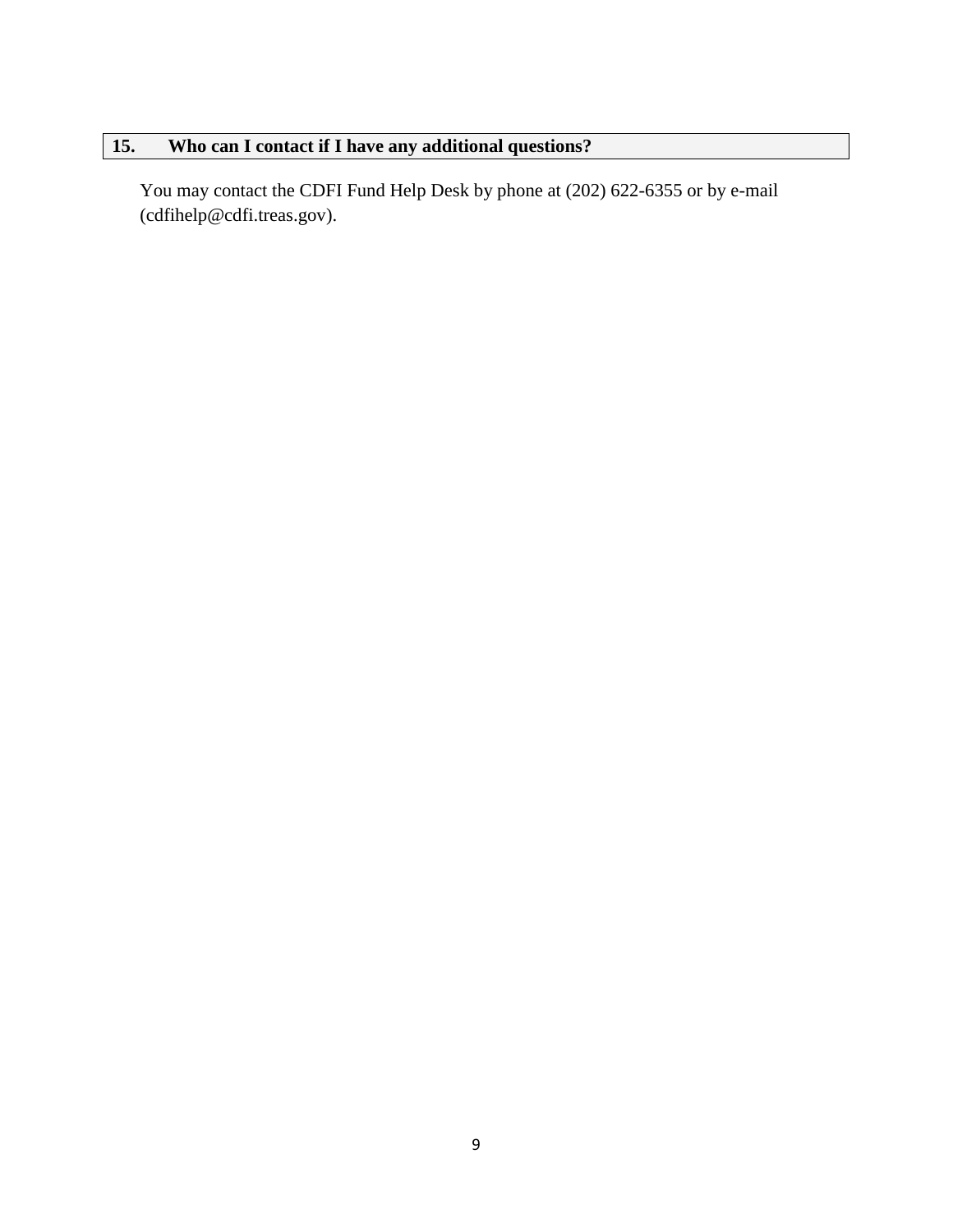## 15. Who can I contact if I have any additional questions?

You may contact the CDFI Fund Help Desk by phone at (202) 622-6355 or by e-mail (cdfihelp@cdfi.treas.gov).